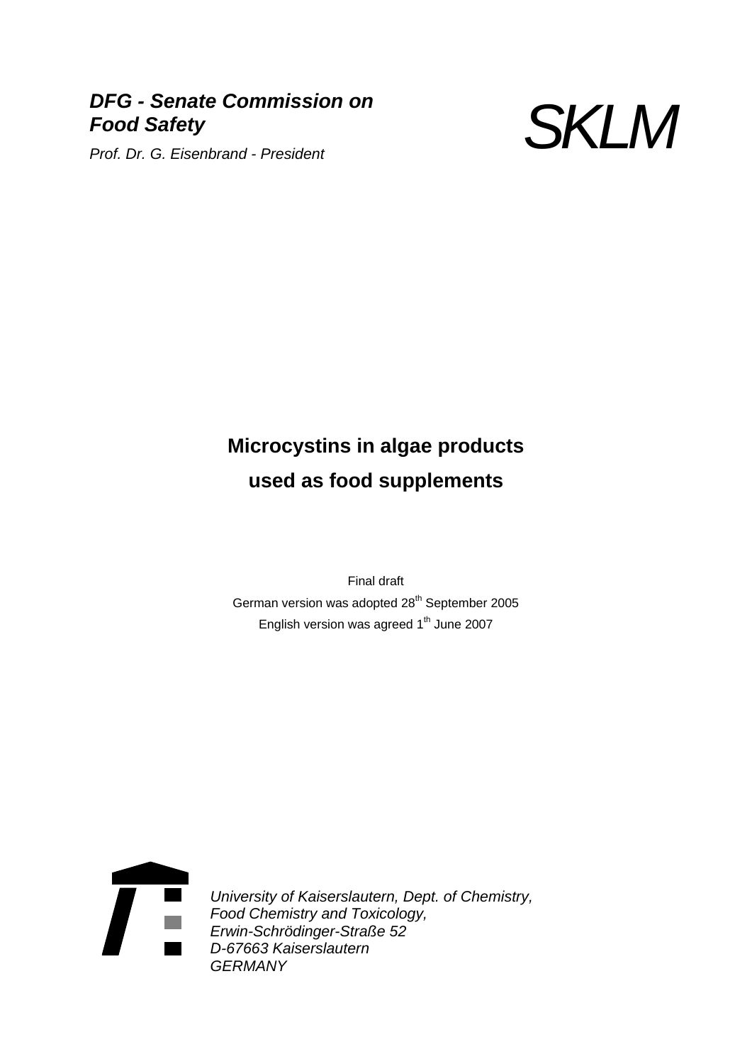***DFG - Senate Commission on Food Safety***

*Prof. Dr. G. Eisenbrand - President*

*SKLM*

# Microcystins in algae products used as food supplements

Final draft

German version was adopted 28th September 2005

English version was agreed 1th June 2007

*University of Kaiserslautern, Dept. of Chemistry,*
*Food Chemistry and Toxicology,*
*Erwin-Schrödinger-Straße 52*
*D-67663 Kaiserslautern*
*GERMANY*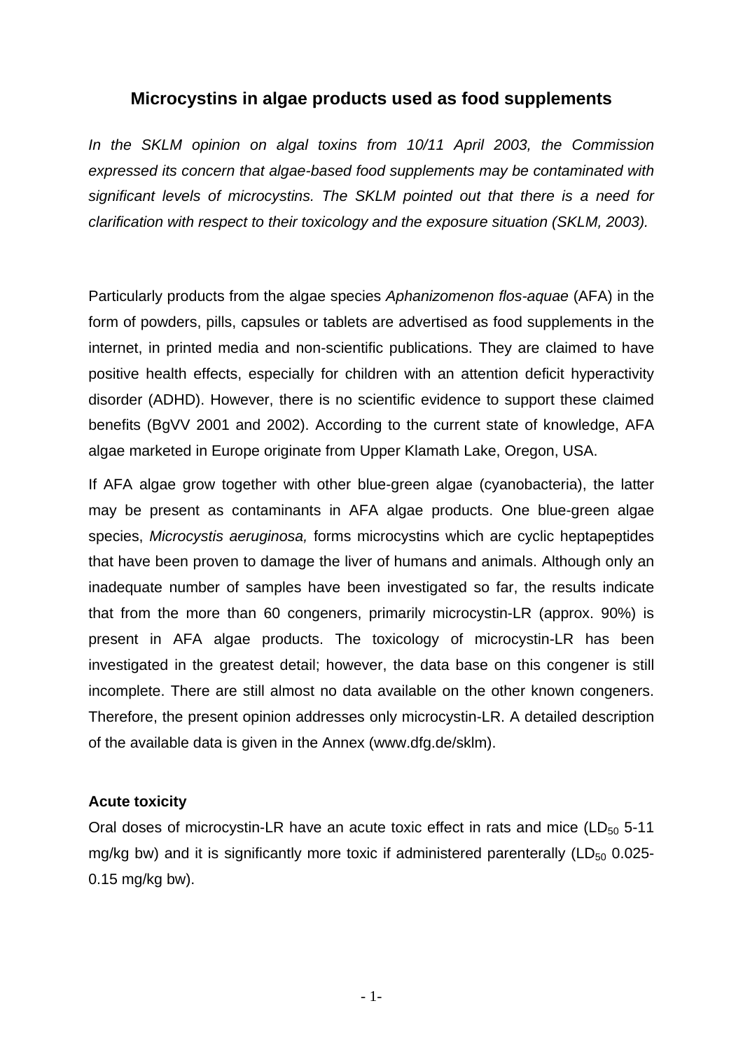## Microcystins in algae products used as food supplements

*In the SKLM opinion on algal toxins from 10/11 April 2003, the Commission expressed its concern that algae-based food supplements may be contaminated with significant levels of microcystins. The SKLM pointed out that there is a need for clarification with respect to their toxicology and the exposure situation (SKLM, 2003).*

Particularly products from the algae species *Aphanizomenon flos-aquae* (AFA) in the form of powders, pills, capsules or tablets are advertised as food supplements in the internet, in printed media and non-scientific publications. They are claimed to have positive health effects, especially for children with an attention deficit hyperactivity disorder (ADHD). However, there is no scientific evidence to support these claimed benefits (BgVV 2001 and 2002). According to the current state of knowledge, AFA algae marketed in Europe originate from Upper Klamath Lake, Oregon, USA.

If AFA algae grow together with other blue-green algae (cyanobacteria), the latter may be present as contaminants in AFA algae products. One blue-green algae species, *Microcystis aeruginosa,* forms microcystins which are cyclic heptapeptides that have been proven to damage the liver of humans and animals. Although only an inadequate number of samples have been investigated so far, the results indicate that from the more than 60 congeners, primarily microcystin-LR (approx. 90%) is present in AFA algae products. The toxicology of microcystin-LR has been investigated in the greatest detail; however, the data base on this congener is still incomplete. There are still almost no data available on the other known congeners. Therefore, the present opinion addresses only microcystin-LR. A detailed description of the available data is given in the Annex (www.dfg.de/sklm).

**Acute toxicity**

Oral doses of microcystin-LR have an acute toxic effect in rats and mice ($LD_{50}$ 5-11 mg/kg bw) and it is significantly more toxic if administered parenterally ($LD_{50}$ 0.025-0.15 mg/kg bw).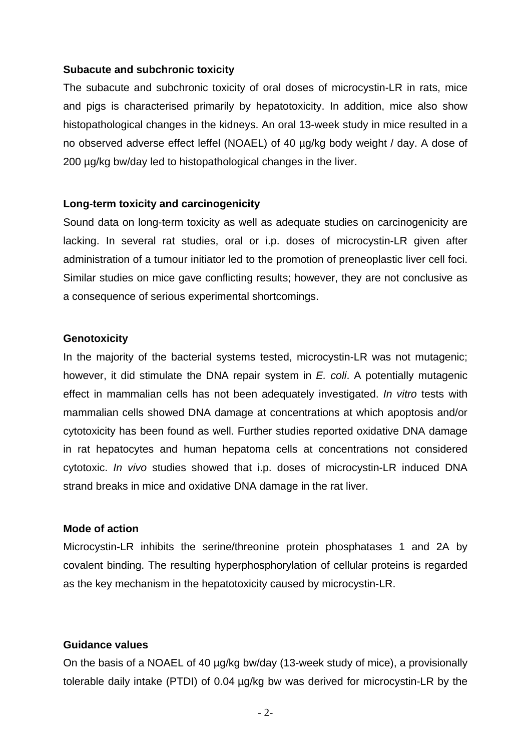**Subacute and subchronic toxicity**

The subacute and subchronic toxicity of oral doses of microcystin-LR in rats, mice and pigs is characterised primarily by hepatotoxicity. In addition, mice also show histopathological changes in the kidneys. An oral 13-week study in mice resulted in a no observed adverse effect leffel (NOAEL) of 40 µg/kg body weight / day. A dose of 200 µg/kg bw/day led to histopathological changes in the liver.

**Long-term toxicity and carcinogenicity**

Sound data on long-term toxicity as well as adequate studies on carcinogenicity are lacking. In several rat studies, oral or i.p. doses of microcystin-LR given after administration of a tumour initiator led to the promotion of preneoplastic liver cell foci. Similar studies on mice gave conflicting results; however, they are not conclusive as a consequence of serious experimental shortcomings.

**Genotoxicity**

In the majority of the bacterial systems tested, microcystin-LR was not mutagenic; however, it did stimulate the DNA repair system in *E. coli*. A potentially mutagenic effect in mammalian cells has not been adequately investigated. *In vitro* tests with mammalian cells showed DNA damage at concentrations at which apoptosis and/or cytotoxicity has been found as well. Further studies reported oxidative DNA damage in rat hepatocytes and human hepatoma cells at concentrations not considered cytotoxic. *In vivo* studies showed that i.p. doses of microcystin-LR induced DNA strand breaks in mice and oxidative DNA damage in the rat liver.

**Mode of action**

Microcystin-LR inhibits the serine/threonine protein phosphatases 1 and 2A by covalent binding. The resulting hyperphosphorylation of cellular proteins is regarded as the key mechanism in the hepatotoxicity caused by microcystin-LR.

**Guidance values**

On the basis of a NOAEL of 40 µg/kg bw/day (13-week study of mice), a provisionally tolerable daily intake (PTDI) of 0.04 µg/kg bw was derived for microcystin-LR by the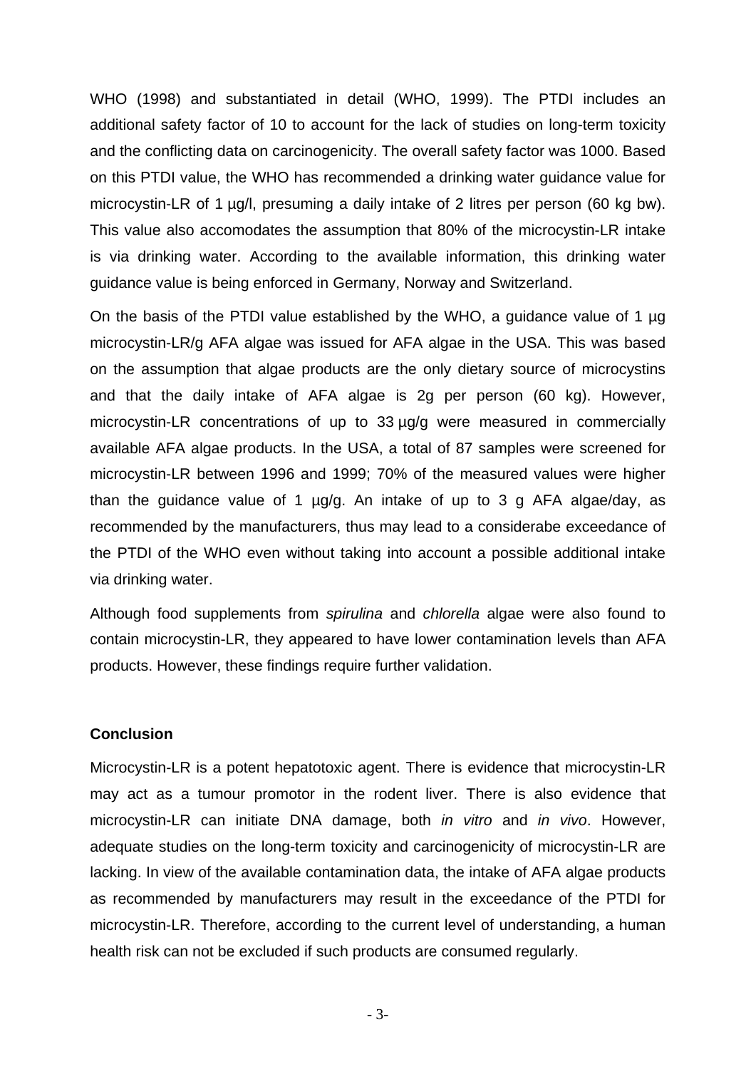WHO (1998) and substantiated in detail (WHO, 1999). The PTDI includes an additional safety factor of 10 to account for the lack of studies on long-term toxicity and the conflicting data on carcinogenicity. The overall safety factor was 1000. Based on this PTDI value, the WHO has recommended a drinking water guidance value for microcystin-LR of 1 µg/l, presuming a daily intake of 2 litres per person (60 kg bw). This value also accomodates the assumption that 80% of the microcystin-LR intake is via drinking water. According to the available information, this drinking water guidance value is being enforced in Germany, Norway and Switzerland.

On the basis of the PTDI value established by the WHO, a guidance value of 1 µg microcystin-LR/g AFA algae was issued for AFA algae in the USA. This was based on the assumption that algae products are the only dietary source of microcystins and that the daily intake of AFA algae is 2g per person (60 kg). However, microcystin-LR concentrations of up to 33 µg/g were measured in commercially available AFA algae products. In the USA, a total of 87 samples were screened for microcystin-LR between 1996 and 1999; 70% of the measured values were higher than the guidance value of 1 µg/g. An intake of up to 3 g AFA algae/day, as recommended by the manufacturers, thus may lead to a considerabe exceedance of the PTDI of the WHO even without taking into account a possible additional intake via drinking water.

Although food supplements from *spirulina* and *chlorella* algae were also found to contain microcystin-LR, they appeared to have lower contamination levels than AFA products. However, these findings require further validation.

**Conclusion**

Microcystin-LR is a potent hepatotoxic agent. There is evidence that microcystin-LR may act as a tumour promotor in the rodent liver. There is also evidence that microcystin-LR can initiate DNA damage, both *in vitro* and *in vivo*. However, adequate studies on the long-term toxicity and carcinogenicity of microcystin-LR are lacking. In view of the available contamination data, the intake of AFA algae products as recommended by manufacturers may result in the exceedance of the PTDI for microcystin-LR. Therefore, according to the current level of understanding, a human health risk can not be excluded if such products are consumed regularly.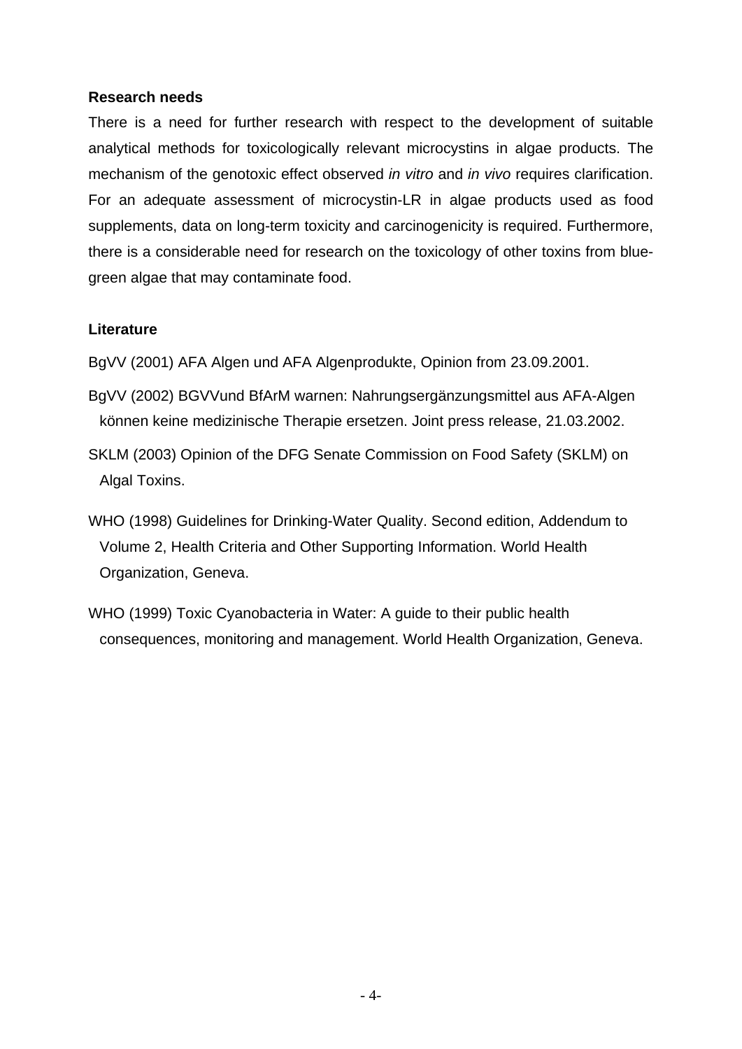**Research needs**

There is a need for further research with respect to the development of suitable analytical methods for toxicologically relevant microcystins in algae products. The mechanism of the genotoxic effect observed *in vitro* and *in vivo* requires clarification. For an adequate assessment of microcystin-LR in algae products used as food supplements, data on long-term toxicity and carcinogenicity is required. Furthermore, there is a considerable need for research on the toxicology of other toxins from blue-green algae that may contaminate food.

**Literature**

BgVV (2001) AFA Algen und AFA Algenprodukte, Opinion from 23.09.2001.

BgVV (2002) BGVVund BfArM warnen: Nahrungsergänzungsmittel aus AFA-Algen können keine medizinische Therapie ersetzen. Joint press release, 21.03.2002.

SKLM (2003) Opinion of the DFG Senate Commission on Food Safety (SKLM) on Algal Toxins.

WHO (1998) Guidelines for Drinking-Water Quality. Second edition, Addendum to Volume 2, Health Criteria and Other Supporting Information. World Health Organization, Geneva.

WHO (1999) Toxic Cyanobacteria in Water: A guide to their public health consequences, monitoring and management. World Health Organization, Geneva.